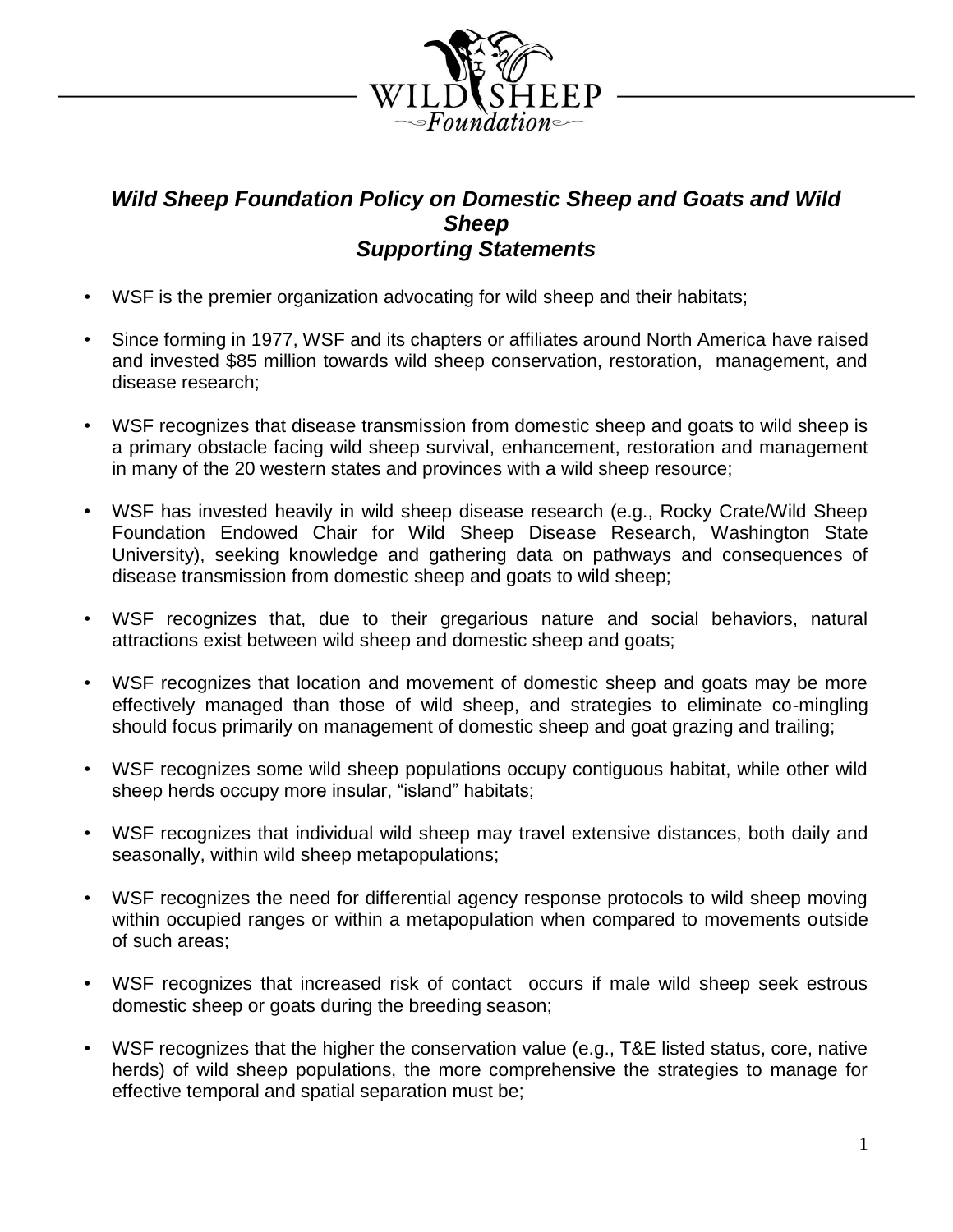# *Wild Sheep Foundation Policy on Domestic Sheep and Goats and Wild Sheep*
## *Supporting Statements*

- WSF is the premier organization advocating for wild sheep and their habitats;
- Since forming in 1977, WSF and its chapters or affiliates around North America have raised and invested $85 million towards wild sheep conservation, restoration, management, and disease research;
- WSF recognizes that disease transmission from domestic sheep and goats to wild sheep is a primary obstacle facing wild sheep survival, enhancement, restoration and management in many of the 20 western states and provinces with a wild sheep resource;
- WSF has invested heavily in wild sheep disease research (e.g., Rocky Crate/Wild Sheep Foundation Endowed Chair for Wild Sheep Disease Research, Washington State University), seeking knowledge and gathering data on pathways and consequences of disease transmission from domestic sheep and goats to wild sheep;
- WSF recognizes that, due to their gregarious nature and social behaviors, natural attractions exist between wild sheep and domestic sheep and goats;
- WSF recognizes that location and movement of domestic sheep and goats may be more effectively managed than those of wild sheep, and strategies to eliminate co-mingling should focus primarily on management of domestic sheep and goat grazing and trailing;
- WSF recognizes some wild sheep populations occupy contiguous habitat, while other wild sheep herds occupy more insular, "island" habitats;
- WSF recognizes that individual wild sheep may travel extensive distances, both daily and seasonally, within wild sheep metapopulations;
- WSF recognizes the need for differential agency response protocols to wild sheep moving within occupied ranges or within a metapopulation when compared to movements outside of such areas;
- WSF recognizes that increased risk of contact occurs if male wild sheep seek estrous domestic sheep or goats during the breeding season;
- WSF recognizes that the higher the conservation value (e.g., T&E listed status, core, native herds) of wild sheep populations, the more comprehensive the strategies to manage for effective temporal and spatial separation must be;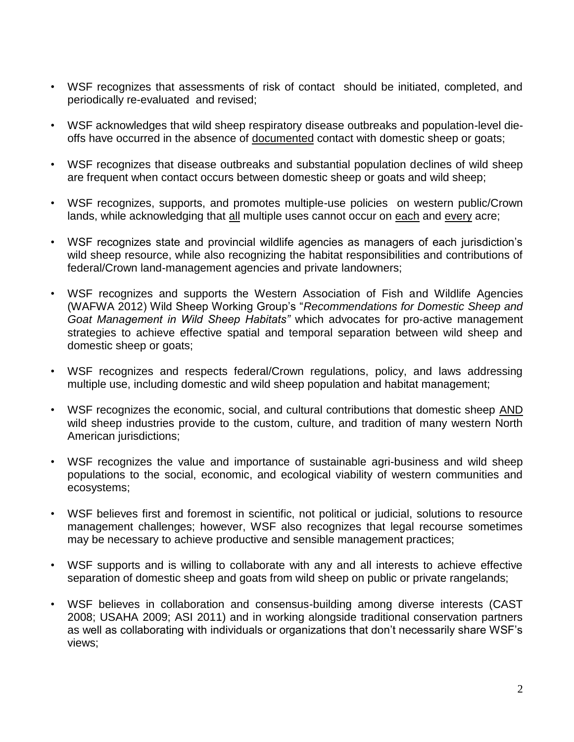- WSF recognizes that assessments of risk of contact should be initiated, completed, and periodically re-evaluated and revised;
- WSF acknowledges that wild sheep respiratory disease outbreaks and population-level die-offs have occurred in the absence of <u>documented</u> contact with domestic sheep or goats;
- WSF recognizes that disease outbreaks and substantial population declines of wild sheep are frequent when contact occurs between domestic sheep or goats and wild sheep;
- WSF recognizes, supports, and promotes multiple-use policies on western public/Crown lands, while acknowledging that <u>all</u> multiple uses cannot occur on <u>each</u> and <u>every</u> acre;
- WSF recognizes state and provincial wildlife agencies as managers of each jurisdiction's wild sheep resource, while also recognizing the habitat responsibilities and contributions of federal/Crown land-management agencies and private landowners;
- WSF recognizes and supports the Western Association of Fish and Wildlife Agencies (WAFWA 2012) Wild Sheep Working Group's "*Recommendations for Domestic Sheep and Goat Management in Wild Sheep Habitats"* which advocates for pro-active management strategies to achieve effective spatial and temporal separation between wild sheep and domestic sheep or goats;
- WSF recognizes and respects federal/Crown regulations, policy, and laws addressing multiple use, including domestic and wild sheep population and habitat management;
- WSF recognizes the economic, social, and cultural contributions that domestic sheep <u>AND</u> wild sheep industries provide to the custom, culture, and tradition of many western North American jurisdictions;
- WSF recognizes the value and importance of sustainable agri-business and wild sheep populations to the social, economic, and ecological viability of western communities and ecosystems;
- WSF believes first and foremost in scientific, not political or judicial, solutions to resource management challenges; however, WSF also recognizes that legal recourse sometimes may be necessary to achieve productive and sensible management practices;
- WSF supports and is willing to collaborate with any and all interests to achieve effective separation of domestic sheep and goats from wild sheep on public or private rangelands;
- WSF believes in collaboration and consensus-building among diverse interests (CAST 2008; USAHA 2009; ASI 2011) and in working alongside traditional conservation partners as well as collaborating with individuals or organizations that don't necessarily share WSF's views;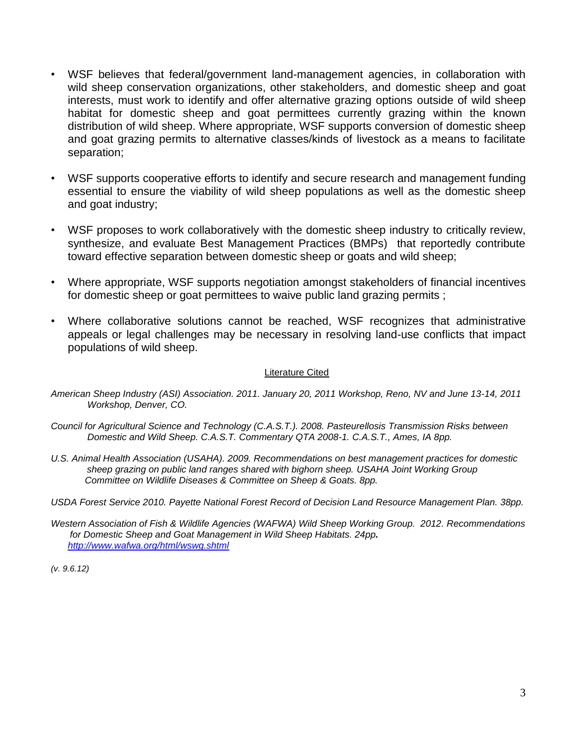- WSF believes that federal/government land-management agencies, in collaboration with wild sheep conservation organizations, other stakeholders, and domestic sheep and goat interests, must work to identify and offer alternative grazing options outside of wild sheep habitat for domestic sheep and goat permittees currently grazing within the known distribution of wild sheep. Where appropriate, WSF supports conversion of domestic sheep and goat grazing permits to alternative classes/kinds of livestock as a means to facilitate separation;

- WSF supports cooperative efforts to identify and secure research and management funding essential to ensure the viability of wild sheep populations as well as the domestic sheep and goat industry;

- WSF proposes to work collaboratively with the domestic sheep industry to critically review, synthesize, and evaluate Best Management Practices (BMPs) that reportedly contribute toward effective separation between domestic sheep or goats and wild sheep;

- Where appropriate, WSF supports negotiation amongst stakeholders of financial incentives for domestic sheep or goat permittees to waive public land grazing permits ;

- Where collaborative solutions cannot be reached, WSF recognizes that administrative appeals or legal challenges may be necessary in resolving land-use conflicts that impact populations of wild sheep.

<u>Literature Cited</u>

*American Sheep Industry (ASI) Association. 2011. January 20, 2011 Workshop, Reno, NV and June 13-14, 2011 Workshop, Denver, CO.*

*Council for Agricultural Science and Technology (C.A.S.T.). 2008. Pasteurellosis Transmission Risks between Domestic and Wild Sheep. C.A.S.T. Commentary QTA 2008-1. C.A.S.T., Ames, IA 8pp.*

*U.S. Animal Health Association (USAHA). 2009. Recommendations on best management practices for domestic sheep grazing on public land ranges shared with bighorn sheep. USAHA Joint Working Group Committee on Wildlife Diseases & Committee on Sheep & Goats. 8pp.*

*USDA Forest Service 2010. Payette National Forest Record of Decision Land Resource Management Plan. 38pp.*

*Western Association of Fish & Wildlife Agencies (WAFWA) Wild Sheep Working Group. 2012. Recommendations for Domestic Sheep and Goat Management in Wild Sheep Habitats. 24pp. http://www.wafwa.org/html/wswg.shtml*

*(v. 9.6.12)*